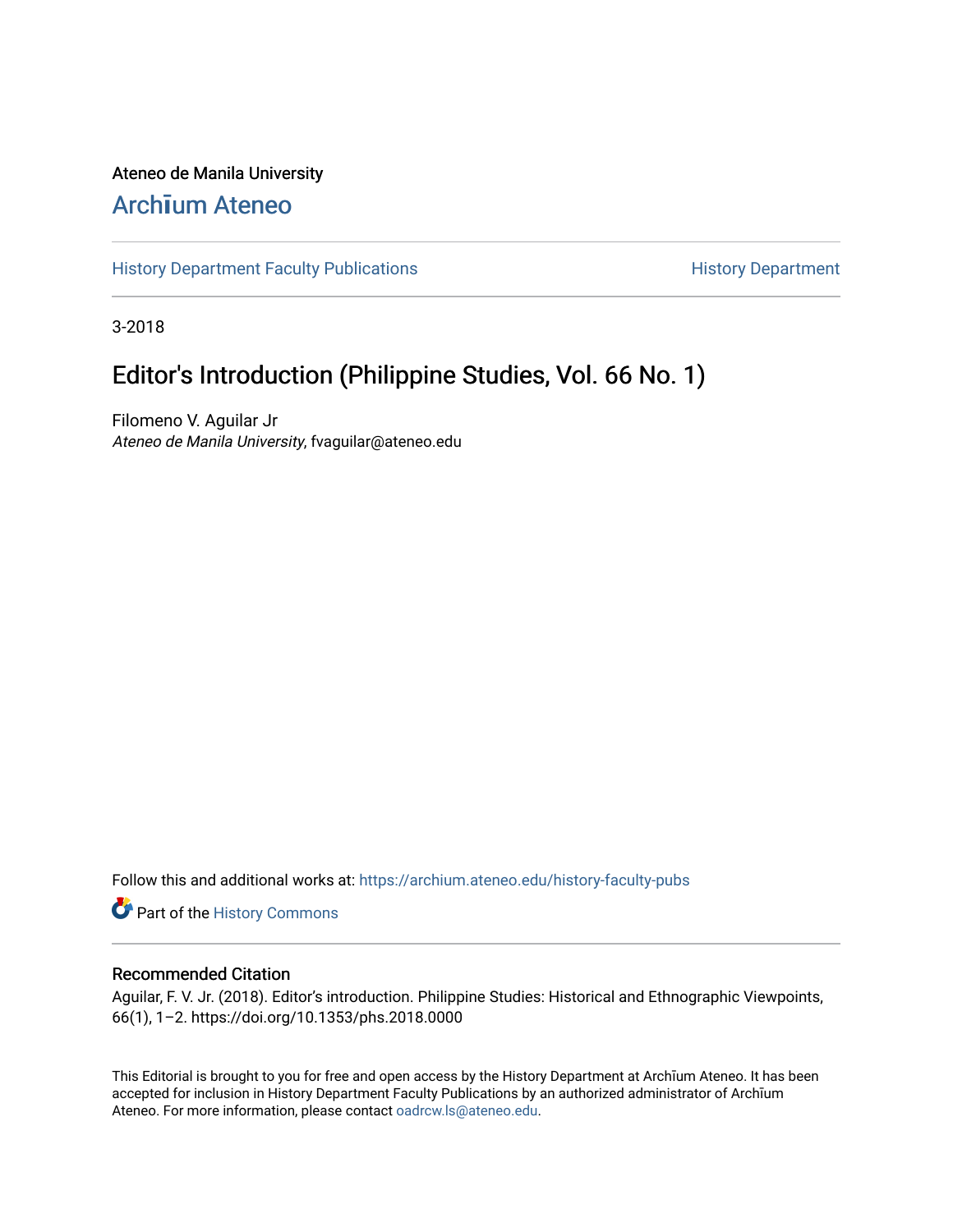Ateneo de Manila University

# Archīum Ateneo

History Department Faculty Publications | History Department

3-2018

# Editor's Introduction (Philippine Studies, Vol. 66 No. 1)

Filomeno V. Aguilar Jr
*Ateneo de Manila University*, fvaguilar@ateneo.edu

Follow this and additional works at: https://archium.ateneo.edu/history-faculty-pubs

Part of the History Commons

## Recommended Citation

Aguilar, F. V. Jr. (2018). Editor's introduction. Philippine Studies: Historical and Ethnographic Viewpoints, 66(1), 1–2. https://doi.org/10.1353/phs.2018.0000

This Editorial is brought to you for free and open access by the History Department at Archīum Ateneo. It has been accepted for inclusion in History Department Faculty Publications by an authorized administrator of Archīum Ateneo. For more information, please contact oadrcw.ls@ateneo.edu.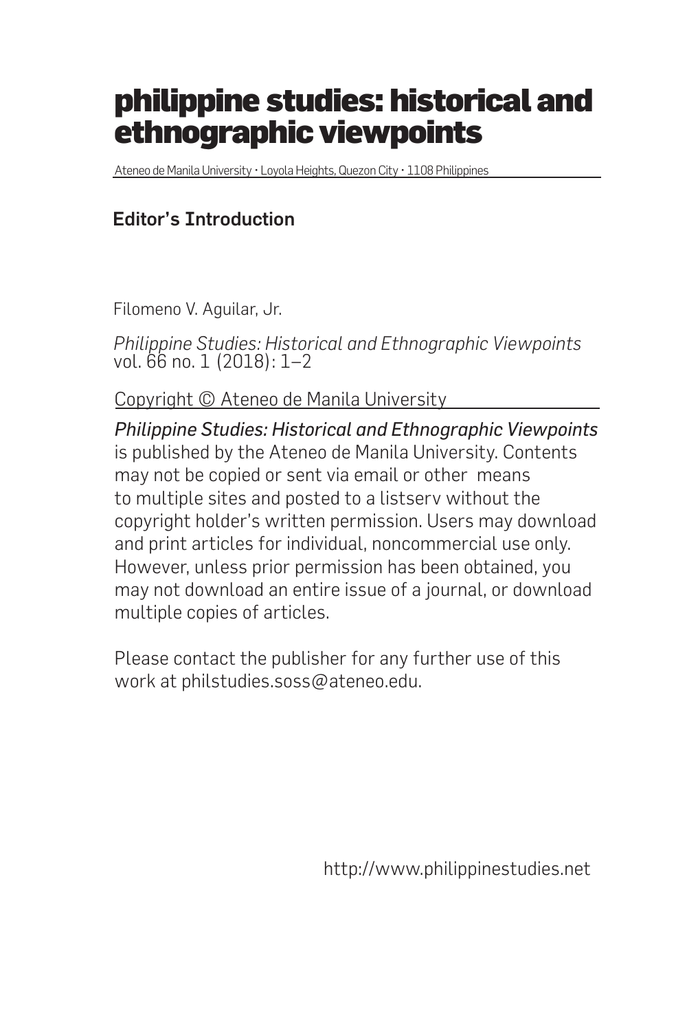# philippine studies: historical and ethnographic viewpoints

Ateneo de Manila University • Loyola Heights, Quezon City • 1108 Philippines

## Editor's Introduction

Filomeno V. Aguilar, Jr.

*Philippine Studies: Historical and Ethnographic Viewpoints*
vol. 66 no. 1 (2018): 1–2

Copyright © Ateneo de Manila University

*Philippine Studies: Historical and Ethnographic Viewpoints* is published by the Ateneo de Manila University. Contents may not be copied or sent via email or other means to multiple sites and posted to a listserv without the copyright holder's written permission. Users may download and print articles for individual, noncommercial use only. However, unless prior permission has been obtained, you may not download an entire issue of a journal, or download multiple copies of articles.

Please contact the publisher for any further use of this work at philstudies.soss@ateneo.edu.

http://www.philippinestudies.net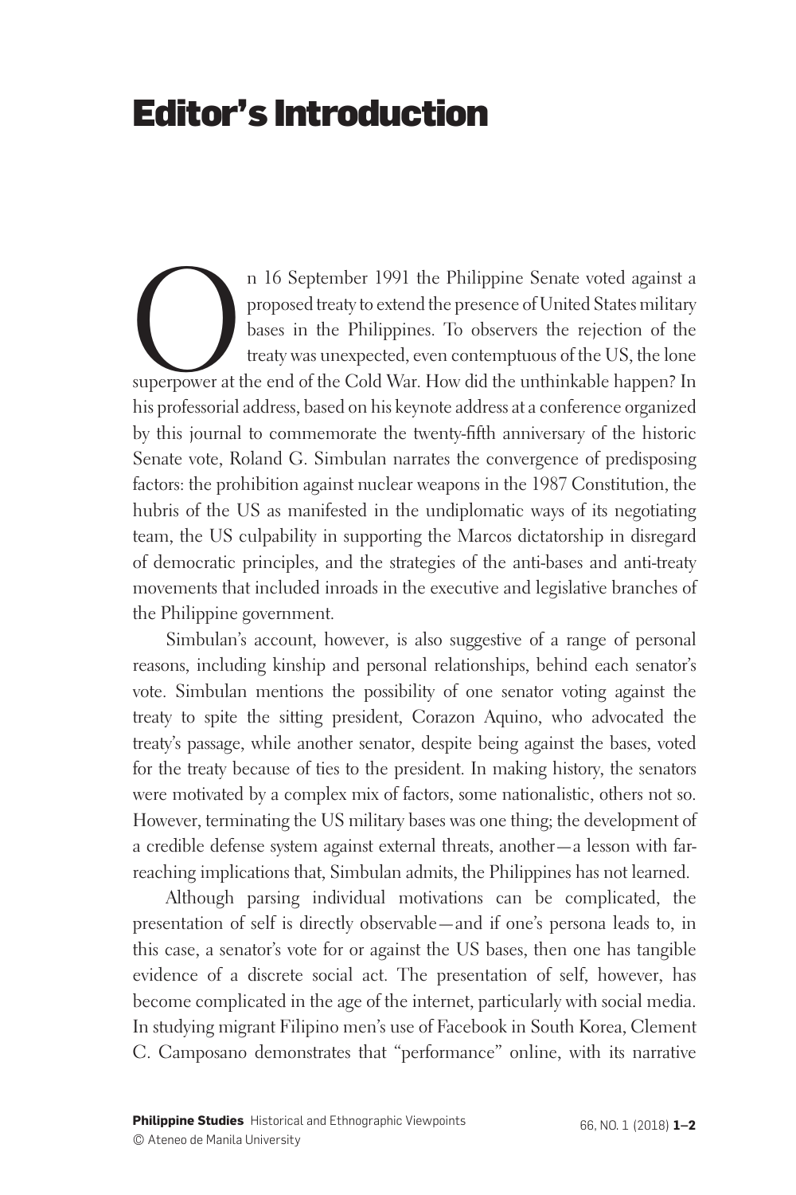# Editor's Introduction

On 16 September 1991 the Philippine Senate voted against a proposed treaty to extend the presence of United States military bases in the Philippines. To observers the rejection of the treaty was unexpected, even contemptuous of the US, the lone superpower at the end of the Cold War. How did the unthinkable happen? In his professorial address, based on his keynote address at a conference organized by this journal to commemorate the twenty-fifth anniversary of the historic Senate vote, Roland G. Simbulan narrates the convergence of predisposing factors: the prohibition against nuclear weapons in the 1987 Constitution, the hubris of the US as manifested in the undiplomatic ways of its negotiating team, the US culpability in supporting the Marcos dictatorship in disregard of democratic principles, and the strategies of the anti-bases and anti-treaty movements that included inroads in the executive and legislative branches of the Philippine government.

Simbulan's account, however, is also suggestive of a range of personal reasons, including kinship and personal relationships, behind each senator's vote. Simbulan mentions the possibility of one senator voting against the treaty to spite the sitting president, Corazon Aquino, who advocated the treaty's passage, while another senator, despite being against the bases, voted for the treaty because of ties to the president. In making history, the senators were motivated by a complex mix of factors, some nationalistic, others not so. However, terminating the US military bases was one thing; the development of a credible defense system against external threats, another—a lesson with far-reaching implications that, Simbulan admits, the Philippines has not learned.

Although parsing individual motivations can be complicated, the presentation of self is directly observable—and if one's persona leads to, in this case, a senator's vote for or against the US bases, then one has tangible evidence of a discrete social act. The presentation of self, however, has become complicated in the age of the internet, particularly with social media. In studying migrant Filipino men's use of Facebook in South Korea, Clement C. Camposano demonstrates that "performance" online, with its narrative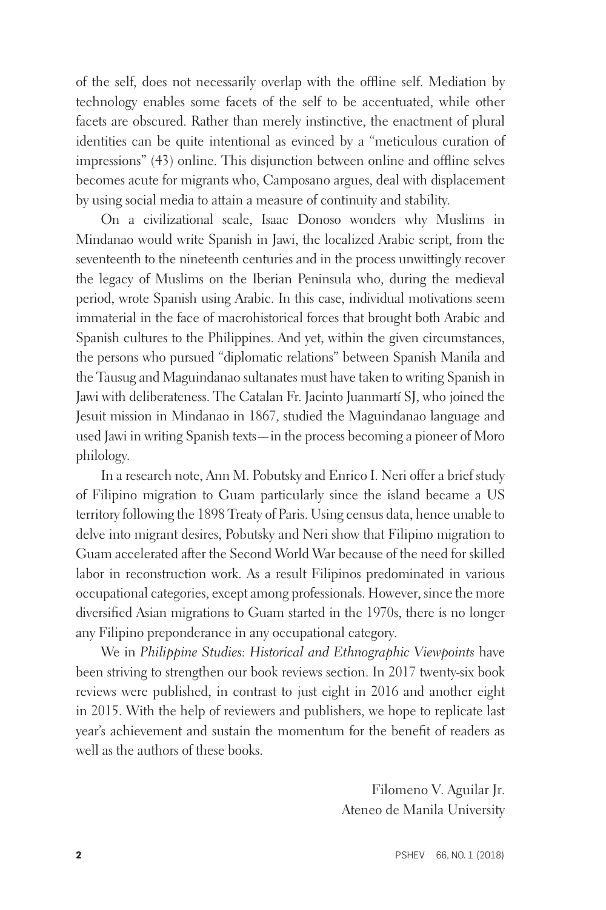of the self, does not necessarily overlap with the offline self. Mediation by technology enables some facets of the self to be accentuated, while other facets are obscured. Rather than merely instinctive, the enactment of plural identities can be quite intentional as evinced by a "meticulous curation of impressions" (43) online. This disjunction between online and offline selves becomes acute for migrants who, Camposano argues, deal with displacement by using social media to attain a measure of continuity and stability.

On a civilizational scale, Isaac Donoso wonders why Muslims in Mindanao would write Spanish in Jawi, the localized Arabic script, from the seventeenth to the nineteenth centuries and in the process unwittingly recover the legacy of Muslims on the Iberian Peninsula who, during the medieval period, wrote Spanish using Arabic. In this case, individual motivations seem immaterial in the face of macrohistorical forces that brought both Arabic and Spanish cultures to the Philippines. And yet, within the given circumstances, the persons who pursued "diplomatic relations" between Spanish Manila and the Tausug and Maguindanao sultanates must have taken to writing Spanish in Jawi with deliberateness. The Catalan Fr. Jacinto Juanmartí SJ, who joined the Jesuit mission in Mindanao in 1867, studied the Maguindanao language and used Jawi in writing Spanish texts—in the process becoming a pioneer of Moro philology.

In a research note, Ann M. Pobutsky and Enrico I. Neri offer a brief study of Filipino migration to Guam particularly since the island became a US territory following the 1898 Treaty of Paris. Using census data, hence unable to delve into migrant desires, Pobutsky and Neri show that Filipino migration to Guam accelerated after the Second World War because of the need for skilled labor in reconstruction work. As a result Filipinos predominated in various occupational categories, except among professionals. However, since the more diversified Asian migrations to Guam started in the 1970s, there is no longer any Filipino preponderance in any occupational category.

We in *Philippine Studies: Historical and Ethnographic Viewpoints* have been striving to strengthen our book reviews section. In 2017 twenty-six book reviews were published, in contrast to just eight in 2016 and another eight in 2015. With the help of reviewers and publishers, we hope to replicate last year's achievement and sustain the momentum for the benefit of readers as well as the authors of these books.

Filomeno V. Aguilar Jr.
Ateneo de Manila University